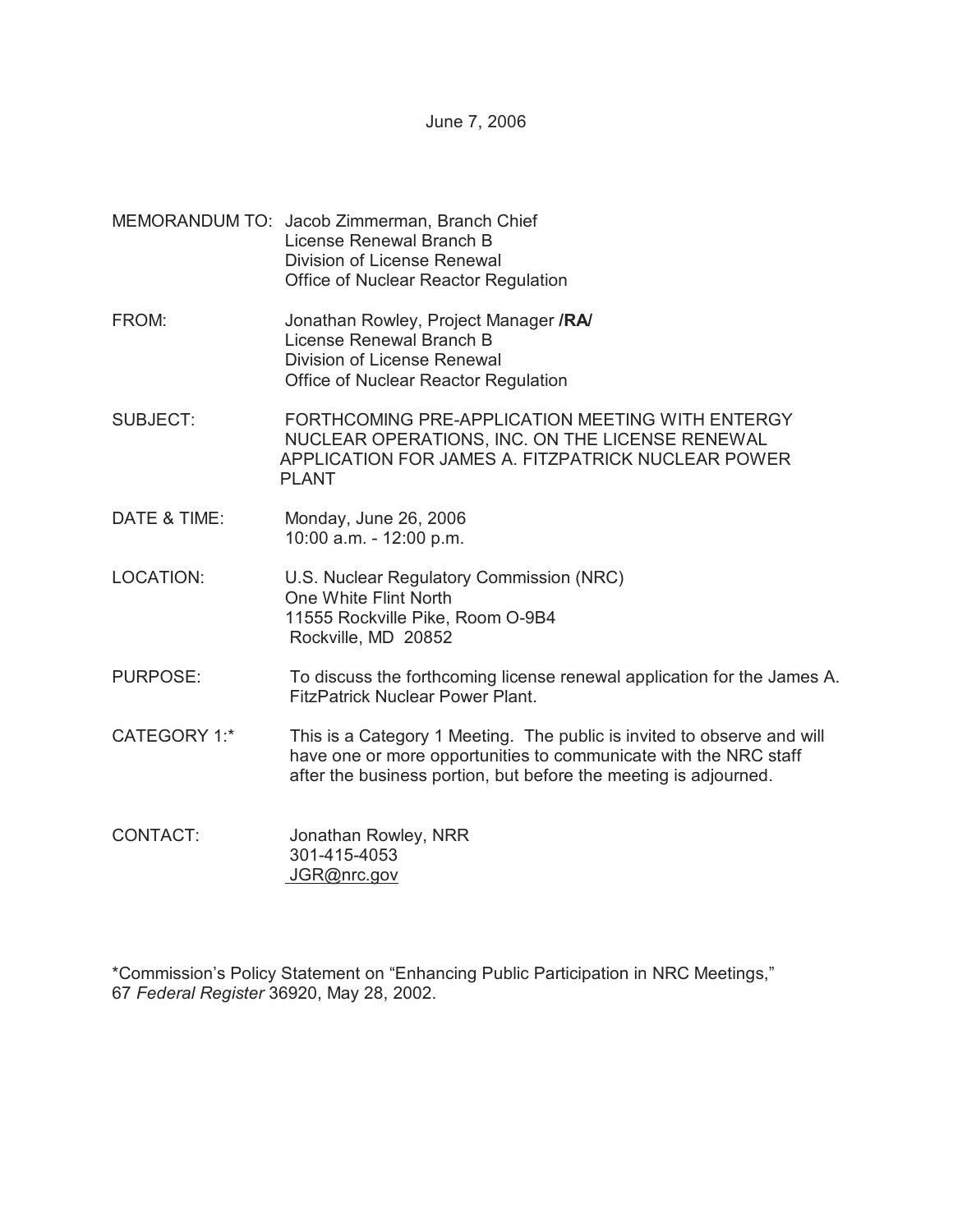June 7, 2006

MEMORANDUM TO: Jacob Zimmerman, Branch Chief
License Renewal Branch B
Division of License Renewal
Office of Nuclear Reactor Regulation

FROM: Jonathan Rowley, Project Manager **/RA/**
License Renewal Branch B
Division of License Renewal
Office of Nuclear Reactor Regulation

SUBJECT: FORTHCOMING PRE-APPLICATION MEETING WITH ENTERGY NUCLEAR OPERATIONS, INC. ON THE LICENSE RENEWAL APPLICATION FOR JAMES A. FITZPATRICK NUCLEAR POWER PLANT

DATE & TIME: Monday, June 26, 2006
10:00 a.m. - 12:00 p.m.

LOCATION: U.S. Nuclear Regulatory Commission (NRC)
One White Flint North
11555 Rockville Pike, Room O-9B4
Rockville, MD 20852

PURPOSE: To discuss the forthcoming license renewal application for the James A. FitzPatrick Nuclear Power Plant.

CATEGORY 1:* This is a Category 1 Meeting. The public is invited to observe and will have one or more opportunities to communicate with the NRC staff after the business portion, but before the meeting is adjourned.

CONTACT: Jonathan Rowley, NRR
301-415-4053
JGR@nrc.gov

*Commission's Policy Statement on "Enhancing Public Participation in NRC Meetings," 67 *Federal Register* 36920, May 28, 2002.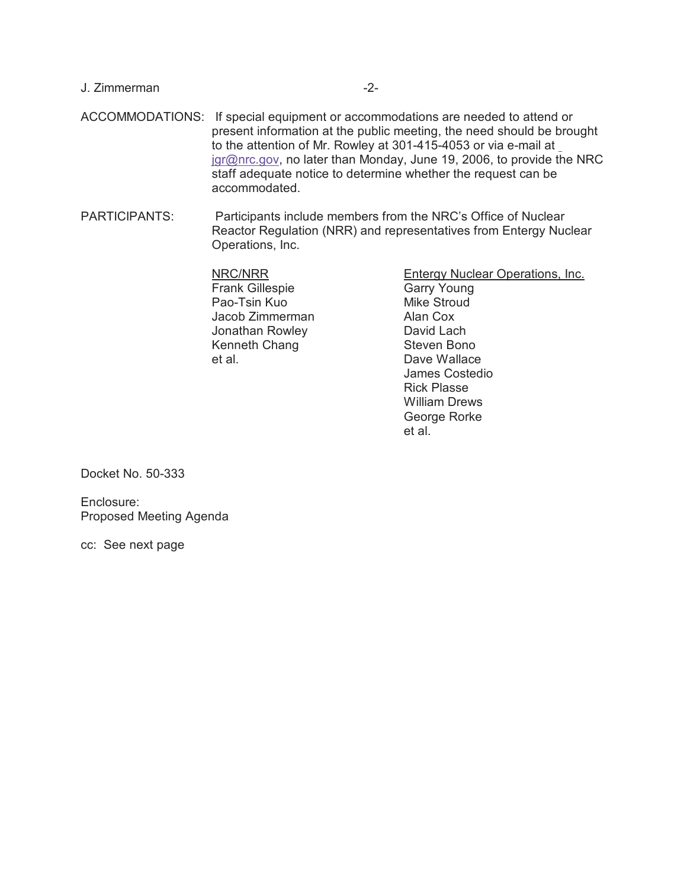ACCOMMODATIONS: If special equipment or accommodations are needed to attend or present information at the public meeting, the need should be brought to the attention of Mr. Rowley at 301-415-4053 or via e-mail at jgr@nrc.gov, no later than Monday, June 19, 2006, to provide the NRC staff adequate notice to determine whether the request can be accommodated.

PARTICIPANTS: Participants include members from the NRC's Office of Nuclear Reactor Regulation (NRR) and representatives from Entergy Nuclear Operations, Inc.

| NRC/NRR | Entergy Nuclear Operations, Inc. |
|---|---|
| Frank Gillespie | Garry Young |
| Pao-Tsin Kuo | Mike Stroud |
| Jacob Zimmerman | Alan Cox |
| Jonathan Rowley | David Lach |
| Kenneth Chang | Steven Bono |
| et al. | Dave Wallace |
| | James Costedio |
| | Rick Plasse |
| | William Drews |
| | George Rorke |
| | et al. |

Docket No. 50-333

Enclosure:
Proposed Meeting Agenda

cc: See next page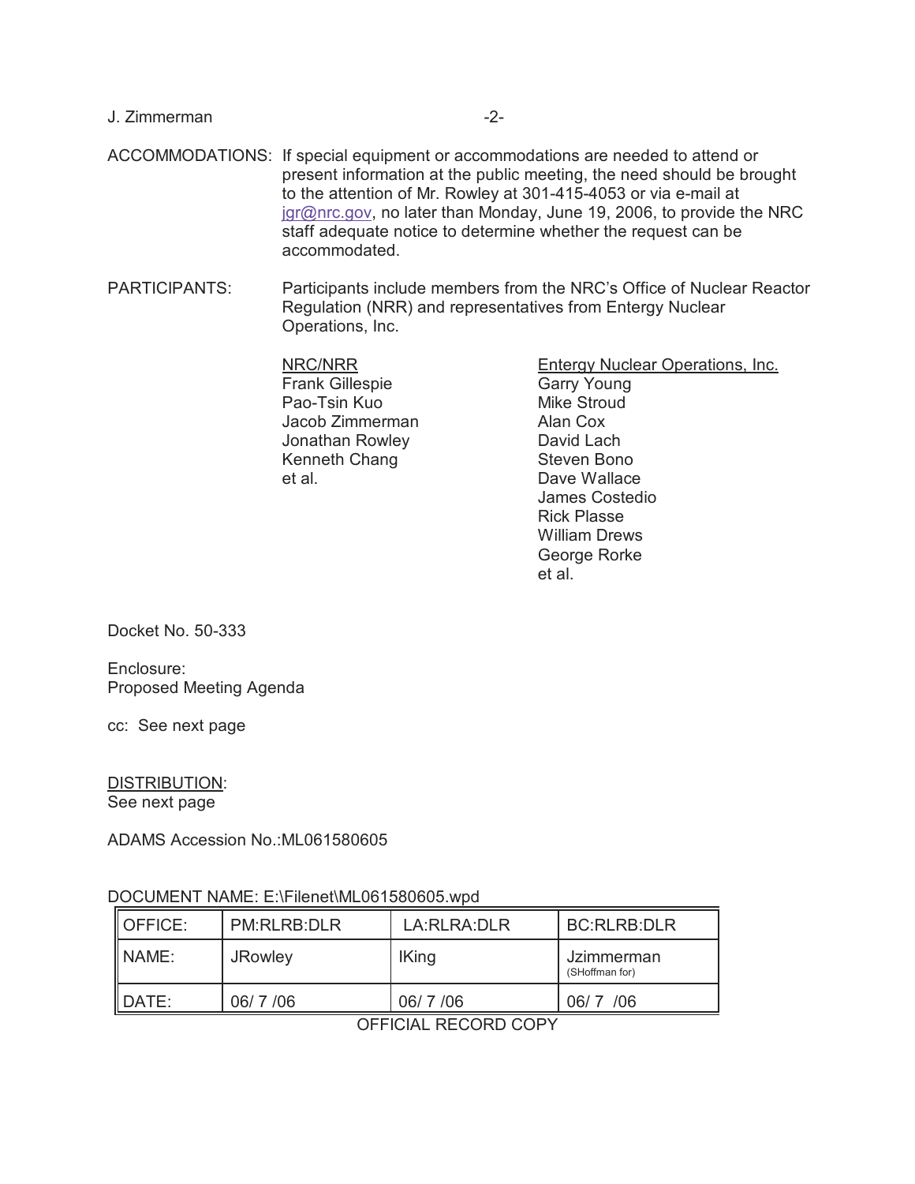ACCOMMODATIONS: If special equipment or accommodations are needed to attend or present information at the public meeting, the need should be brought to the attention of Mr. Rowley at 301-415-4053 or via e-mail at jgr@nrc.gov, no later than Monday, June 19, 2006, to provide the NRC staff adequate notice to determine whether the request can be accommodated.

PARTICIPANTS: Participants include members from the NRC's Office of Nuclear Reactor Regulation (NRR) and representatives from Entergy Nuclear Operations, Inc.

| NRC/NRR | Entergy Nuclear Operations, Inc. |
|---|---|
| Frank Gillespie | Garry Young |
| Pao-Tsin Kuo | Mike Stroud |
| Jacob Zimmerman | Alan Cox |
| Jonathan Rowley | David Lach |
| Kenneth Chang | Steven Bono |
| et al. | Dave Wallace |
| | James Costedio |
| | Rick Plasse |
| | William Drews |
| | George Rorke |
| | et al. |

Docket No. 50-333

Enclosure:
Proposed Meeting Agenda

cc: See next page

DISTRIBUTION:
See next page

ADAMS Accession No.:ML061580605

DOCUMENT NAME: E:\Filenet\ML061580605.wpd

| OFFICE: | PM:RLRB:DLR | LA:RLRA:DLR | BC:RLRB:DLR |
|---|---|---|---|
| NAME: | JRowley | IKing | Jzimmerman (SHoffman for) |
| DATE: | 06/ 7 /06 | 06/ 7 /06 | 06/ 7 /06 |

OFFICIAL RECORD COPY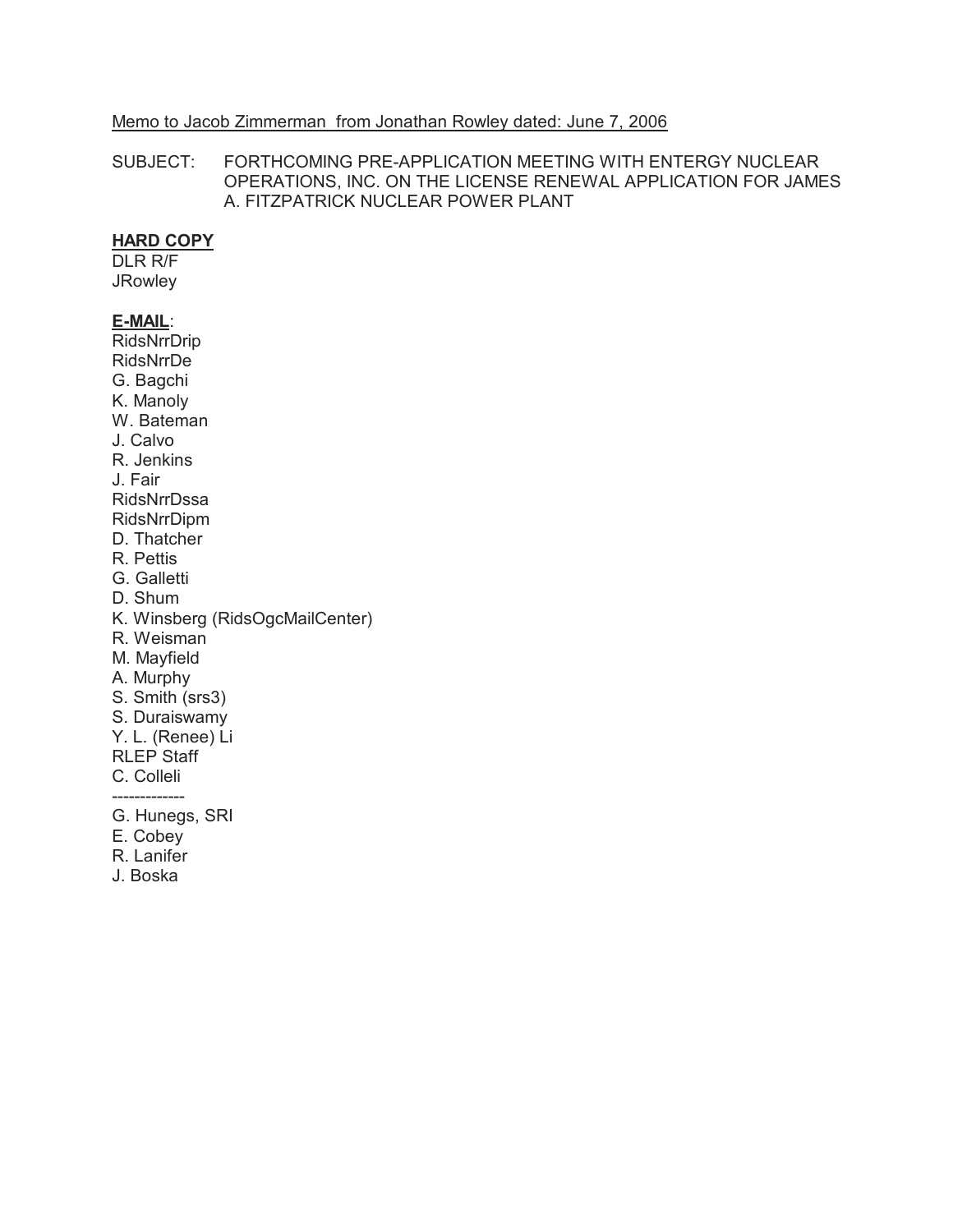Memo to Jacob Zimmerman from Jonathan Rowley dated: June 7, 2006

SUBJECT: FORTHCOMING PRE-APPLICATION MEETING WITH ENTERGY NUCLEAR OPERATIONS, INC. ON THE LICENSE RENEWAL APPLICATION FOR JAMES A. FITZPATRICK NUCLEAR POWER PLANT

**HARD COPY**

DLR R/F
JRowley

**E-MAIL**:

RidsNrrDrip
RidsNrrDe
G. Bagchi
K. Manoly
W. Bateman
J. Calvo
R. Jenkins
J. Fair
RidsNrrDssa
RidsNrrDipm
D. Thatcher
R. Pettis
G. Galletti
D. Shum
K. Winsberg (RidsOgcMailCenter)
R. Weisman
M. Mayfield
A. Murphy
S. Smith (srs3)
S. Duraiswamy
Y. L. (Renee) Li
RLEP Staff
C. Colleli
-------------
G. Hunegs, SRI
E. Cobey
R. Lanifer
J. Boska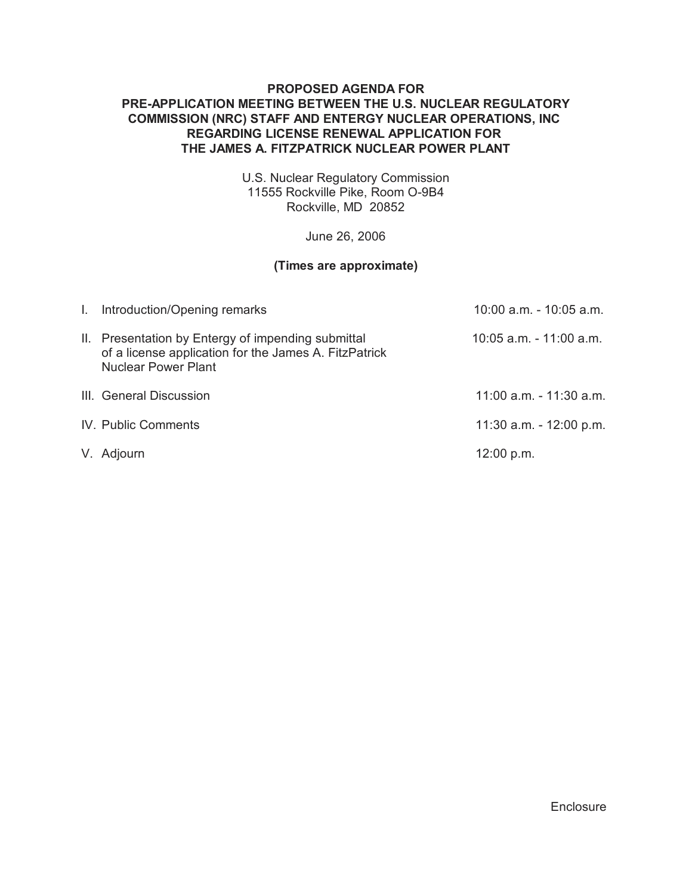**PROPOSED AGENDA FOR**
**PRE-APPLICATION MEETING BETWEEN THE U.S. NUCLEAR REGULATORY COMMISSION (NRC) STAFF AND ENTERGY NUCLEAR OPERATIONS, INC REGARDING LICENSE RENEWAL APPLICATION FOR THE JAMES A. FITZPATRICK NUCLEAR POWER PLANT**

U.S. Nuclear Regulatory Commission
11555 Rockville Pike, Room O-9B4
Rockville, MD 20852

June 26, 2006

**(Times are approximate)**

| | | |
|---|---|---|
| I. | Introduction/Opening remarks | 10:00 a.m. - 10:05 a.m. |
| II. | Presentation by Entergy of impending submittal of a license application for the James A. FitzPatrick Nuclear Power Plant | 10:05 a.m. - 11:00 a.m. |
| III. | General Discussion | 11:00 a.m. - 11:30 a.m. |
| IV. | Public Comments | 11:30 a.m. - 12:00 p.m. |
| V. | Adjourn | 12:00 p.m. |

Enclosure